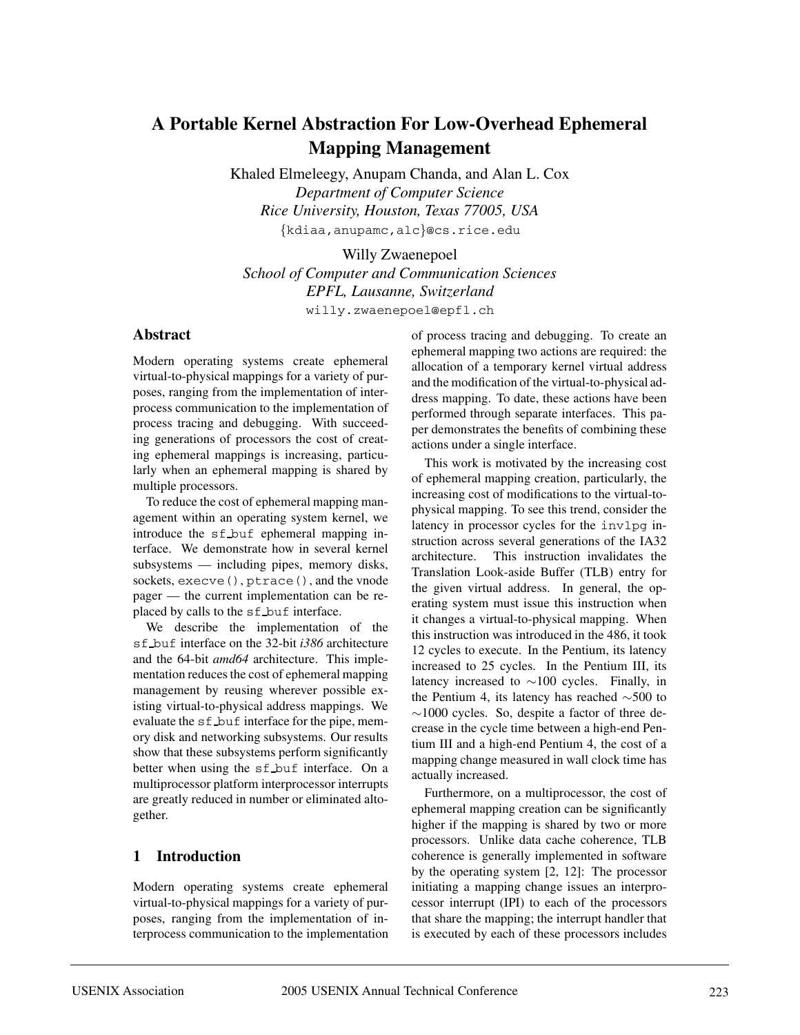# A Portable Kernel Abstraction For Low-Overhead Ephemeral Mapping Management

Khaled Elmeleegy, Anupam Chanda, and Alan L. Cox
*Department of Computer Science*
*Rice University, Houston, Texas 77005, USA*
{kdiaa,anupamc,alc}@cs.rice.edu

Willy Zwaenepoel
*School of Computer and Communication Sciences*
*EPFL, Lausanne, Switzerland*
willy.zwaenepoel@epfl.ch

## Abstract

Modern operating systems create ephemeral virtual-to-physical mappings for a variety of purposes, ranging from the implementation of interprocess communication to the implementation of process tracing and debugging. With succeeding generations of processors the cost of creating ephemeral mappings is increasing, particularly when an ephemeral mapping is shared by multiple processors.

To reduce the cost of ephemeral mapping management within an operating system kernel, we introduce the `sf_buf` ephemeral mapping interface. We demonstrate how in several kernel subsystems — including pipes, memory disks, sockets, `execve()`, `ptrace()`, and the vnode pager — the current implementation can be replaced by calls to the `sf_buf` interface.

We describe the implementation of the `sf_buf` interface on the 32-bit *i386* architecture and the 64-bit *amd64* architecture. This implementation reduces the cost of ephemeral mapping management by reusing wherever possible existing virtual-to-physical address mappings. We evaluate the `sf_buf` interface for the pipe, memory disk and networking subsystems. Our results show that these subsystems perform significantly better when using the `sf_buf` interface. On a multiprocessor platform interprocessor interrupts are greatly reduced in number or eliminated altogether.

## 1 Introduction

Modern operating systems create ephemeral virtual-to-physical mappings for a variety of purposes, ranging from the implementation of interprocess communication to the implementation of process tracing and debugging. To create an ephemeral mapping two actions are required: the allocation of a temporary kernel virtual address and the modification of the virtual-to-physical address mapping. To date, these actions have been performed through separate interfaces. This paper demonstrates the benefits of combining these actions under a single interface.

This work is motivated by the increasing cost of ephemeral mapping creation, particularly, the increasing cost of modifications to the virtual-to-physical mapping. To see this trend, consider the latency in processor cycles for the `invlpg` instruction across several generations of the IA32 architecture. This instruction invalidates the Translation Look-aside Buffer (TLB) entry for the given virtual address. In general, the operating system must issue this instruction when it changes a virtual-to-physical mapping. When this instruction was introduced in the 486, it took 12 cycles to execute. In the Pentium, its latency increased to 25 cycles. In the Pentium III, its latency increased to ∼100 cycles. Finally, in the Pentium 4, its latency has reached ∼500 to ∼1000 cycles. So, despite a factor of three decrease in the cycle time between a high-end Pentium III and a high-end Pentium 4, the cost of a mapping change measured in wall clock time has actually increased.

Furthermore, on a multiprocessor, the cost of ephemeral mapping creation can be significantly higher if the mapping is shared by two or more processors. Unlike data cache coherence, TLB coherence is generally implemented in software by the operating system [2, 12]: The processor initiating a mapping change issues an interprocessor interrupt (IPI) to each of the processors that share the mapping; the interrupt handler that is executed by each of these processors includes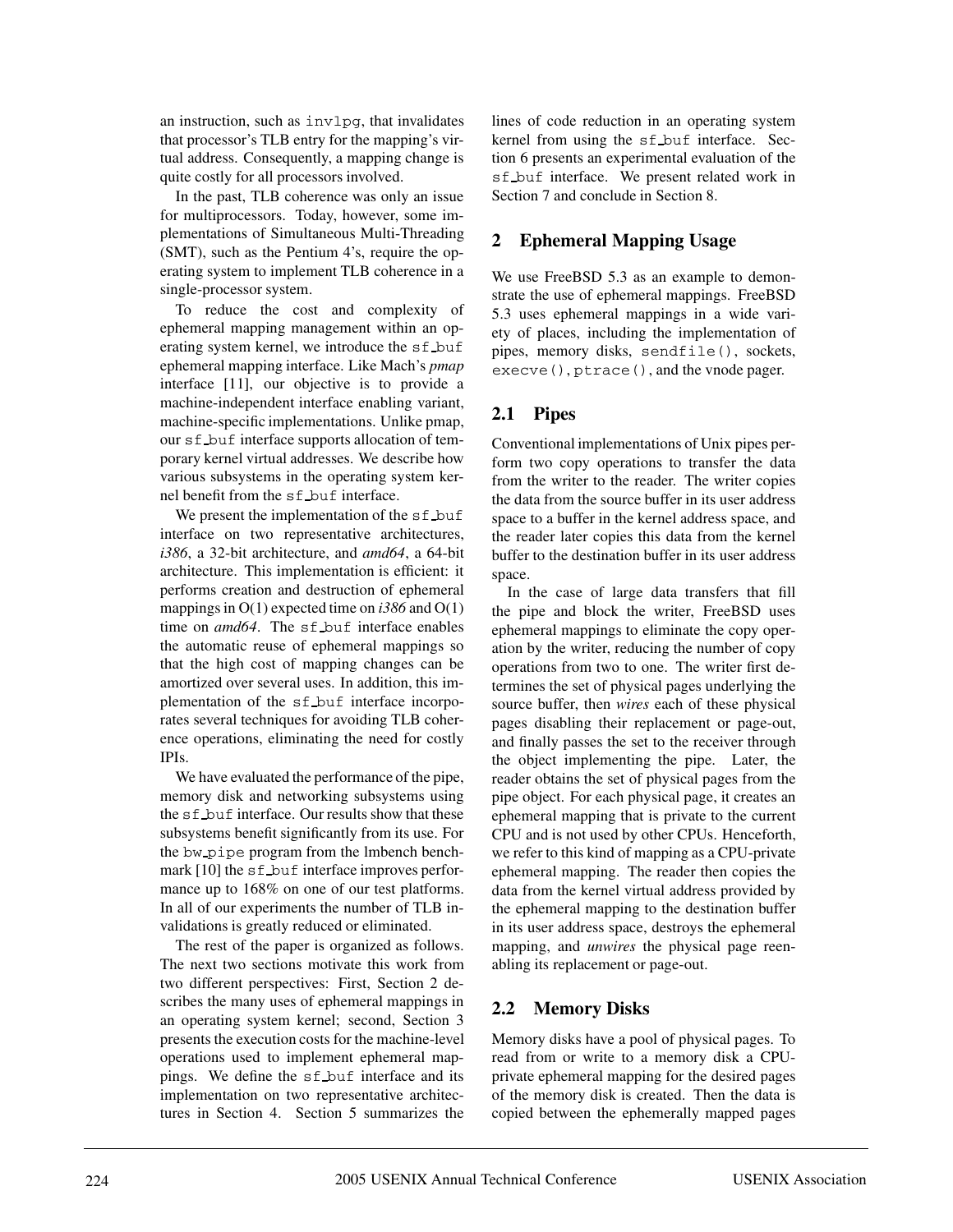an instruction, such as `invlpg`, that invalidates that processor's TLB entry for the mapping's virtual address. Consequently, a mapping change is quite costly for all processors involved.

In the past, TLB coherence was only an issue for multiprocessors. Today, however, some implementations of Simultaneous Multi-Threading (SMT), such as the Pentium 4's, require the operating system to implement TLB coherence in a single-processor system.

To reduce the cost and complexity of ephemeral mapping management within an operating system kernel, we introduce the `sf_buf` ephemeral mapping interface. Like Mach's *pmap* interface [11], our objective is to provide a machine-independent interface enabling variant, machine-specific implementations. Unlike pmap, our `sf_buf` interface supports allocation of temporary kernel virtual addresses. We describe how various subsystems in the operating system kernel benefit from the `sf_buf` interface.

We present the implementation of the `sf_buf` interface on two representative architectures, *i386*, a 32-bit architecture, and *amd64*, a 64-bit architecture. This implementation is efficient: it performs creation and destruction of ephemeral mappings in O(1) expected time on *i386* and O(1) time on *amd64*. The `sf_buf` interface enables the automatic reuse of ephemeral mappings so that the high cost of mapping changes can be amortized over several uses. In addition, this implementation of the `sf_buf` interface incorporates several techniques for avoiding TLB coherence operations, eliminating the need for costly IPIs.

We have evaluated the performance of the pipe, memory disk and networking subsystems using the `sf_buf` interface. Our results show that these subsystems benefit significantly from its use. For the `bw_pipe` program from the lmbench benchmark [10] the `sf_buf` interface improves performance up to 168% on one of our test platforms. In all of our experiments the number of TLB invalidations is greatly reduced or eliminated.

The rest of the paper is organized as follows. The next two sections motivate this work from two different perspectives: First, Section 2 describes the many uses of ephemeral mappings in an operating system kernel; second, Section 3 presents the execution costs for the machine-level operations used to implement ephemeral mappings. We define the `sf_buf` interface and its implementation on two representative architectures in Section 4. Section 5 summarizes the lines of code reduction in an operating system kernel from using the `sf_buf` interface. Section 6 presents an experimental evaluation of the `sf_buf` interface. We present related work in Section 7 and conclude in Section 8.

## 2 Ephemeral Mapping Usage

We use FreeBSD 5.3 as an example to demonstrate the use of ephemeral mappings. FreeBSD 5.3 uses ephemeral mappings in a wide variety of places, including the implementation of pipes, memory disks, `sendfile()`, sockets, `execve()`, `ptrace()`, and the vnode pager.

### 2.1 Pipes

Conventional implementations of Unix pipes perform two copy operations to transfer the data from the writer to the reader. The writer copies the data from the source buffer in its user address space to a buffer in the kernel address space, and the reader later copies this data from the kernel buffer to the destination buffer in its user address space.

In the case of large data transfers that fill the pipe and block the writer, FreeBSD uses ephemeral mappings to eliminate the copy operation by the writer, reducing the number of copy operations from two to one. The writer first determines the set of physical pages underlying the source buffer, then *wires* each of these physical pages disabling their replacement or page-out, and finally passes the set to the receiver through the object implementing the pipe. Later, the reader obtains the set of physical pages from the pipe object. For each physical page, it creates an ephemeral mapping that is private to the current CPU and is not used by other CPUs. Henceforth, we refer to this kind of mapping as a CPU-private ephemeral mapping. The reader then copies the data from the kernel virtual address provided by the ephemeral mapping to the destination buffer in its user address space, destroys the ephemeral mapping, and *unwires* the physical page reenabling its replacement or page-out.

### 2.2 Memory Disks

Memory disks have a pool of physical pages. To read from or write to a memory disk a CPU-private ephemeral mapping for the desired pages of the memory disk is created. Then the data is copied between the ephemerally mapped pages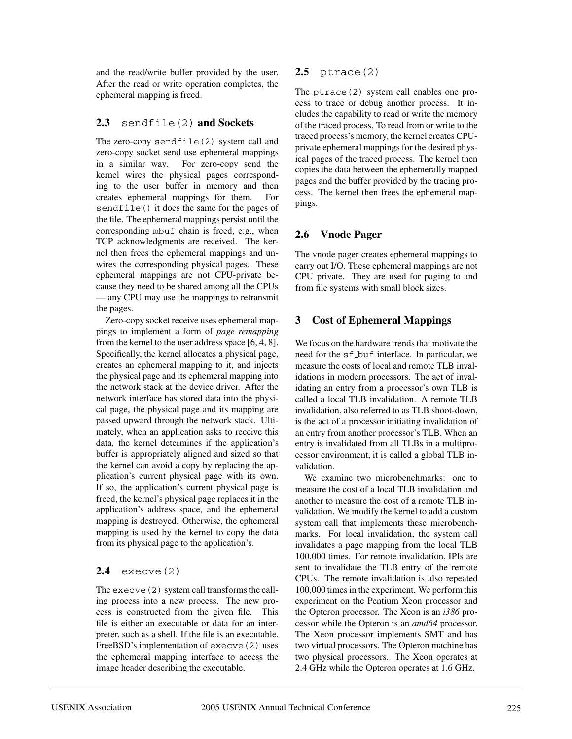and the read/write buffer provided by the user. After the read or write operation completes, the ephemeral mapping is freed.

### 2.3 `sendfile(2)` and Sockets

The zero-copy `sendfile(2)` system call and zero-copy socket send use ephemeral mappings in a similar way. For zero-copy send the kernel wires the physical pages corresponding to the user buffer in memory and then creates ephemeral mappings for them. For `sendfile()` it does the same for the pages of the file. The ephemeral mappings persist until the corresponding `mbuf` chain is freed, e.g., when TCP acknowledgments are received. The kernel then frees the ephemeral mappings and unwires the corresponding physical pages. These ephemeral mappings are not CPU-private because they need to be shared among all the CPUs — any CPU may use the mappings to retransmit the pages.

Zero-copy socket receive uses ephemeral mappings to implement a form of *page remapping* from the kernel to the user address space [6, 4, 8]. Specifically, the kernel allocates a physical page, creates an ephemeral mapping to it, and injects the physical page and its ephemeral mapping into the network stack at the device driver. After the network interface has stored data into the physical page, the physical page and its mapping are passed upward through the network stack. Ultimately, when an application asks to receive this data, the kernel determines if the application's buffer is appropriately aligned and sized so that the kernel can avoid a copy by replacing the application's current physical page with its own. If so, the application's current physical page is freed, the kernel's physical page replaces it in the application's address space, and the ephemeral mapping is destroyed. Otherwise, the ephemeral mapping is used by the kernel to copy the data from its physical page to the application's.

### 2.4 `execve(2)`

The `execve(2)` system call transforms the calling process into a new process. The new process is constructed from the given file. This file is either an executable or data for an interpreter, such as a shell. If the file is an executable, FreeBSD's implementation of `execve(2)` uses the ephemeral mapping interface to access the image header describing the executable.

### 2.5 `ptrace(2)`

The `ptrace(2)` system call enables one process to trace or debug another process. It includes the capability to read or write the memory of the traced process. To read from or write to the traced process's memory, the kernel creates CPU-private ephemeral mappings for the desired physical pages of the traced process. The kernel then copies the data between the ephemerally mapped pages and the buffer provided by the tracing process. The kernel then frees the ephemeral mappings.

### 2.6 Vnode Pager

The vnode pager creates ephemeral mappings to carry out I/O. These ephemeral mappings are not CPU private. They are used for paging to and from file systems with small block sizes.

## 3 Cost of Ephemeral Mappings

We focus on the hardware trends that motivate the need for the `sf_buf` interface. In particular, we measure the costs of local and remote TLB invalidations in modern processors. The act of invalidating an entry from a processor's own TLB is called a local TLB invalidation. A remote TLB invalidation, also referred to as TLB shoot-down, is the act of a processor initiating invalidation of an entry from another processor's TLB. When an entry is invalidated from all TLBs in a multiprocessor environment, it is called a global TLB invalidation.

We examine two microbenchmarks: one to measure the cost of a local TLB invalidation and another to measure the cost of a remote TLB invalidation. We modify the kernel to add a custom system call that implements these microbenchmarks. For local invalidation, the system call invalidates a page mapping from the local TLB 100,000 times. For remote invalidation, IPIs are sent to invalidate the TLB entry of the remote CPUs. The remote invalidation is also repeated 100,000 times in the experiment. We perform this experiment on the Pentium Xeon processor and the Opteron processor. The Xeon is an *i386* processor while the Opteron is an *amd64* processor. The Xeon processor implements SMT and has two virtual processors. The Opteron machine has two physical processors. The Xeon operates at 2.4 GHz while the Opteron operates at 1.6 GHz.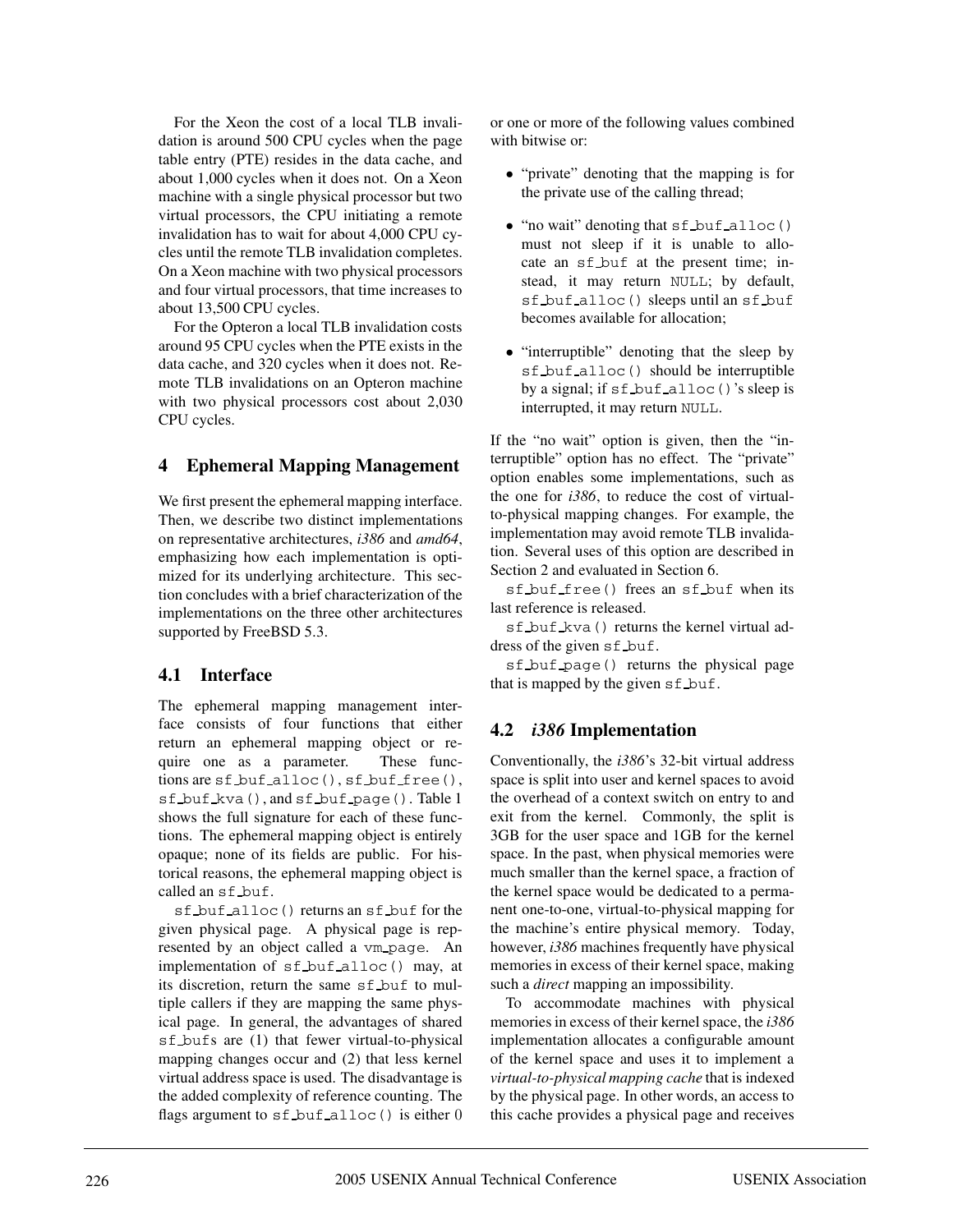For the Xeon the cost of a local TLB invalidation is around 500 CPU cycles when the page table entry (PTE) resides in the data cache, and about 1,000 cycles when it does not. On a Xeon machine with a single physical processor but two virtual processors, the CPU initiating a remote invalidation has to wait for about 4,000 CPU cycles until the remote TLB invalidation completes. On a Xeon machine with two physical processors and four virtual processors, that time increases to about 13,500 CPU cycles.

For the Opteron a local TLB invalidation costs around 95 CPU cycles when the PTE exists in the data cache, and 320 cycles when it does not. Remote TLB invalidations on an Opteron machine with two physical processors cost about 2,030 CPU cycles.

## 4 Ephemeral Mapping Management

We first present the ephemeral mapping interface. Then, we describe two distinct implementations on representative architectures, *i386* and *amd64*, emphasizing how each implementation is optimized for its underlying architecture. This section concludes with a brief characterization of the implementations on the three other architectures supported by FreeBSD 5.3.

### 4.1 Interface

The ephemeral mapping management interface consists of four functions that either return an ephemeral mapping object or require one as a parameter. These functions are `sf_buf_alloc()`, `sf_buf_free()`, `sf_buf_kva()`, and `sf_buf_page()`. Table 1 shows the full signature for each of these functions. The ephemeral mapping object is entirely opaque; none of its fields are public. For historical reasons, the ephemeral mapping object is called an `sf_buf`.

`sf_buf_alloc()` returns an `sf_buf` for the given physical page. A physical page is represented by an object called a `vm_page`. An implementation of `sf_buf_alloc()` may, at its discretion, return the same `sf_buf` to multiple callers if they are mapping the same physical page. In general, the advantages of shared `sf_bufs` are (1) that fewer virtual-to-physical mapping changes occur and (2) that less kernel virtual address space is used. The disadvantage is the added complexity of reference counting. The flags argument to `sf_buf_alloc()` is either 0 or one or more of the following values combined with bitwise or:

- "private" denoting that the mapping is for the private use of the calling thread;
- "no wait" denoting that `sf_buf_alloc()` must not sleep if it is unable to allocate an `sf_buf` at the present time; instead, it may return `NULL`; by default, `sf_buf_alloc()` sleeps until an `sf_buf` becomes available for allocation;
- "interruptible" denoting that the sleep by `sf_buf_alloc()` should be interruptible by a signal; if `sf_buf_alloc()`'s sleep is interrupted, it may return `NULL`.

If the "no wait" option is given, then the "interruptible" option has no effect. The "private" option enables some implementations, such as the one for *i386*, to reduce the cost of virtual-to-physical mapping changes. For example, the implementation may avoid remote TLB invalidation. Several uses of this option are described in Section 2 and evaluated in Section 6.

`sf_buf_free()` frees an `sf_buf` when its last reference is released.

`sf_buf_kva()` returns the kernel virtual address of the given `sf_buf`.

`sf_buf_page()` returns the physical page that is mapped by the given `sf_buf`.

### 4.2 *i386* Implementation

Conventionally, the *i386*'s 32-bit virtual address space is split into user and kernel spaces to avoid the overhead of a context switch on entry to and exit from the kernel. Commonly, the split is 3GB for the user space and 1GB for the kernel space. In the past, when physical memories were much smaller than the kernel space, a fraction of the kernel space would be dedicated to a permanent one-to-one, virtual-to-physical mapping for the machine's entire physical memory. Today, however, *i386* machines frequently have physical memories in excess of their kernel space, making such a *direct* mapping an impossibility.

To accommodate machines with physical memories in excess of their kernel space, the *i386* implementation allocates a configurable amount of the kernel space and uses it to implement a *virtual-to-physical mapping cache* that is indexed by the physical page. In other words, an access to this cache provides a physical page and receives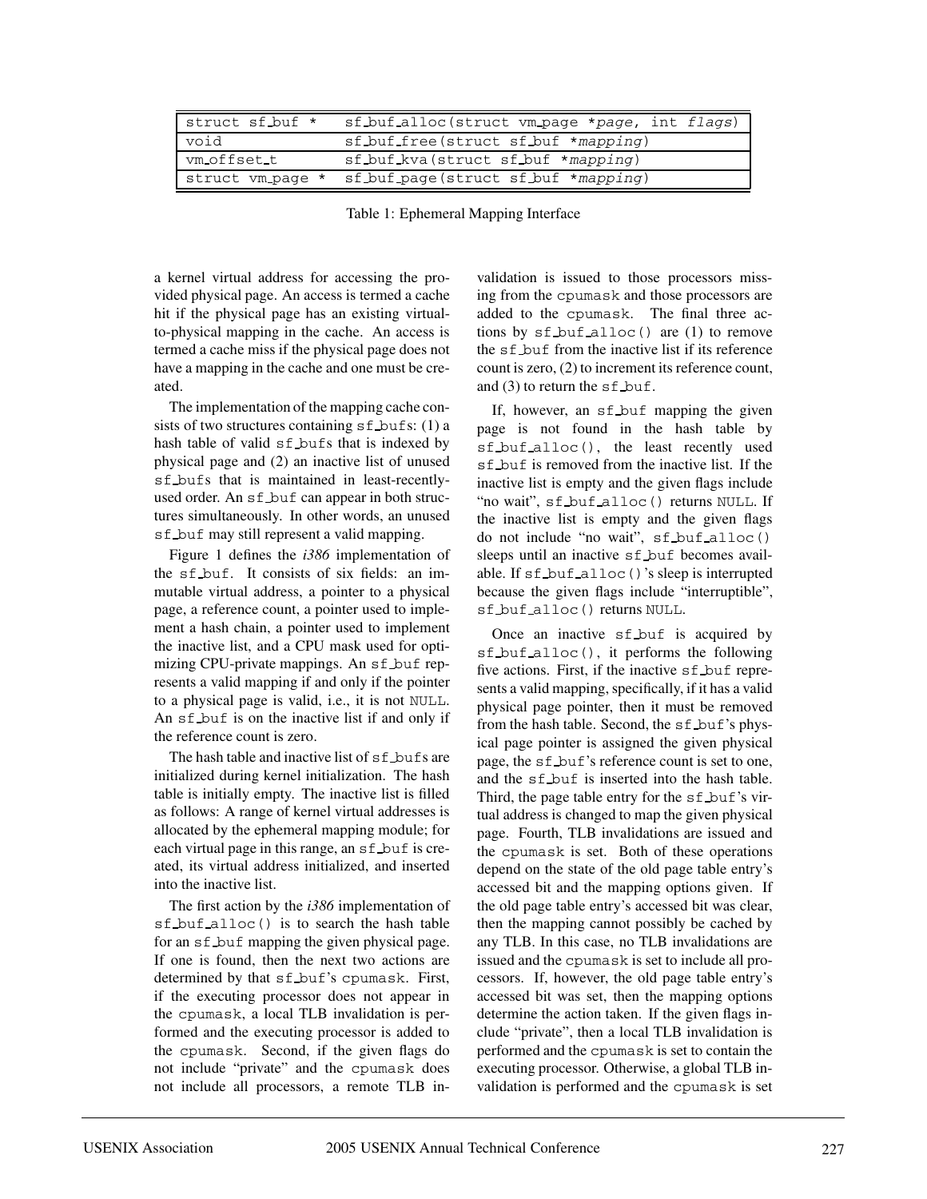| | |
|---|---|
| struct sf_buf * | sf_buf_alloc(struct vm_page *page, int flags) |
| void | sf_buf_free(struct sf_buf *mapping) |
| vm_offset_t | sf_buf_kva(struct sf_buf *mapping) |
| struct vm_page * | sf_buf_page(struct sf_buf *mapping) |

Table 1: Ephemeral Mapping Interface

a kernel virtual address for accessing the provided physical page. An access is termed a cache hit if the physical page has an existing virtual-to-physical mapping in the cache. An access is termed a cache miss if the physical page does not have a mapping in the cache and one must be created.

The implementation of the mapping cache consists of two structures containing sf_bufs: (1) a hash table of valid sf_bufs that is indexed by physical page and (2) an inactive list of unused sf_bufs that is maintained in least-recently-used order. An sf_buf can appear in both structures simultaneously. In other words, an unused sf_buf may still represent a valid mapping.

Figure 1 defines the *i386* implementation of the sf_buf. It consists of six fields: an immutable virtual address, a pointer to a physical page, a reference count, a pointer used to implement a hash chain, a pointer used to implement the inactive list, and a CPU mask used for optimizing CPU-private mappings. An sf_buf represents a valid mapping if and only if the pointer to a physical page is valid, i.e., it is not NULL. An sf_buf is on the inactive list if and only if the reference count is zero.

The hash table and inactive list of sf_bufs are initialized during kernel initialization. The hash table is initially empty. The inactive list is filled as follows: A range of kernel virtual addresses is allocated by the ephemeral mapping module; for each virtual page in this range, an sf_buf is created, its virtual address initialized, and inserted into the inactive list.

The first action by the *i386* implementation of sf_buf_alloc() is to search the hash table for an sf_buf mapping the given physical page. If one is found, then the next two actions are determined by that sf_buf's cpumask. First, if the executing processor does not appear in the cpumask, a local TLB invalidation is performed and the executing processor is added to the cpumask. Second, if the given flags do not include "private" and the cpumask does not include all processors, a remote TLB invalidation is issued to those processors missing from the cpumask and those processors are added to the cpumask. The final three actions by sf_buf_alloc() are (1) to remove the sf_buf from the inactive list if its reference count is zero, (2) to increment its reference count, and (3) to return the sf_buf.

If, however, an sf_buf mapping the given page is not found in the hash table by sf_buf_alloc(), the least recently used sf_buf is removed from the inactive list. If the inactive list is empty and the given flags include "no wait", sf_buf_alloc() returns NULL. If the inactive list is empty and the given flags do not include "no wait", sf_buf_alloc() sleeps until an inactive sf_buf becomes available. If sf_buf_alloc()'s sleep is interrupted because the given flags include "interruptible", sf_buf_alloc() returns NULL.

Once an inactive sf_buf is acquired by sf_buf_alloc(), it performs the following five actions. First, if the inactive sf_buf represents a valid mapping, specifically, if it has a valid physical page pointer, then it must be removed from the hash table. Second, the sf_buf's physical page pointer is assigned the given physical page, the sf_buf's reference count is set to one, and the sf_buf is inserted into the hash table. Third, the page table entry for the sf_buf's virtual address is changed to map the given physical page. Fourth, TLB invalidations are issued and the cpumask is set. Both of these operations depend on the state of the old page table entry's accessed bit and the mapping options given. If the old page table entry's accessed bit was clear, then the mapping cannot possibly be cached by any TLB. In this case, no TLB invalidations are issued and the cpumask is set to include all processors. If, however, the old page table entry's accessed bit was set, then the mapping options determine the action taken. If the given flags include "private", then a local TLB invalidation is performed and the cpumask is set to contain the executing processor. Otherwise, a global TLB invalidation is performed and the cpumask is set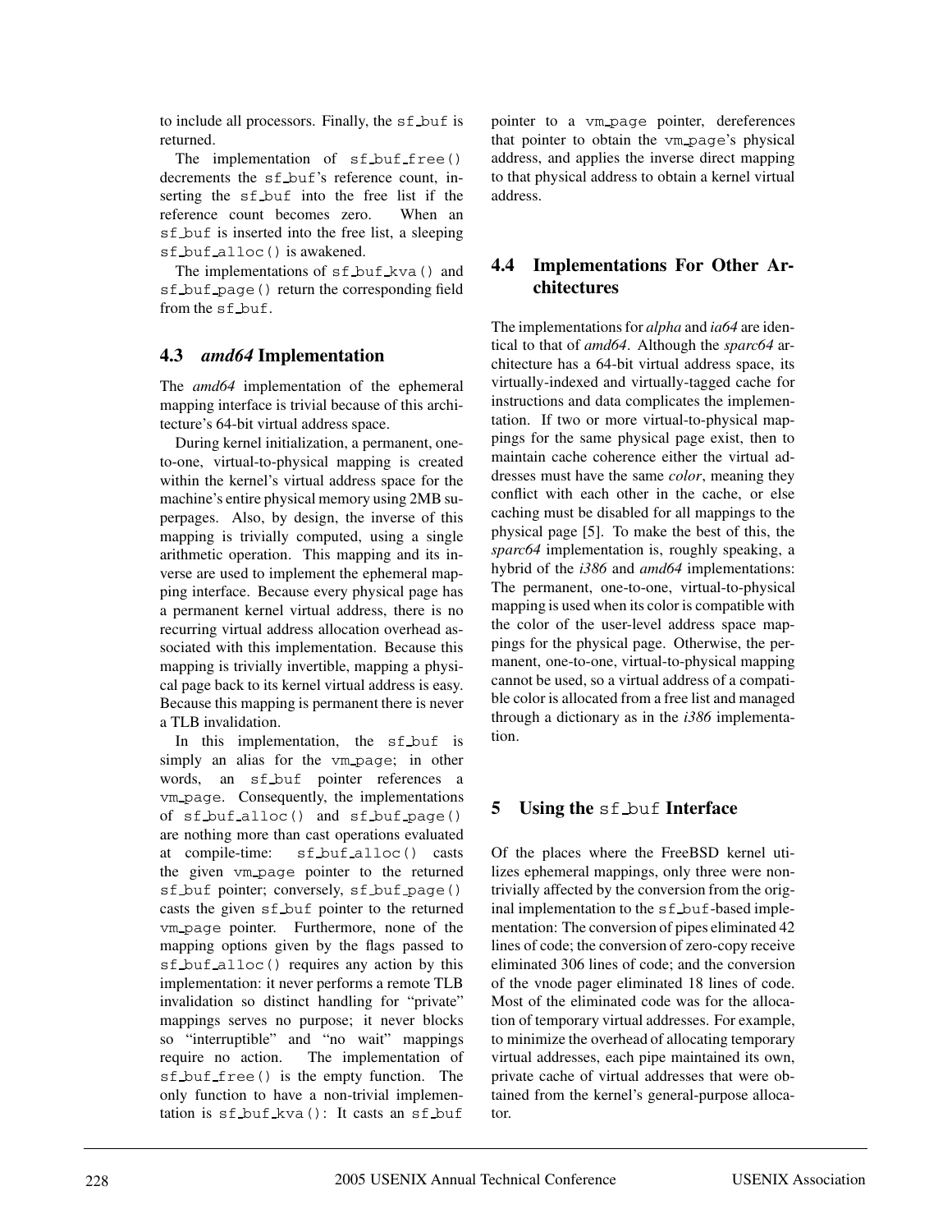to include all processors. Finally, the `sf_buf` is returned.

The implementation of `sf_buf_free()` decrements the `sf_buf`'s reference count, inserting the `sf_buf` into the free list if the reference count becomes zero. When an `sf_buf` is inserted into the free list, a sleeping `sf_buf_alloc()` is awakened.

The implementations of `sf_buf_kva()` and `sf_buf_page()` return the corresponding field from the `sf_buf`.

## 4.3 *amd64* Implementation

The *amd64* implementation of the ephemeral mapping interface is trivial because of this architecture's 64-bit virtual address space.

During kernel initialization, a permanent, one-to-one, virtual-to-physical mapping is created within the kernel's virtual address space for the machine's entire physical memory using 2MB superpages. Also, by design, the inverse of this mapping is trivially computed, using a single arithmetic operation. This mapping and its inverse are used to implement the ephemeral mapping interface. Because every physical page has a permanent kernel virtual address, there is no recurring virtual address allocation overhead associated with this implementation. Because this mapping is trivially invertible, mapping a physical page back to its kernel virtual address is easy. Because this mapping is permanent there is never a TLB invalidation.

In this implementation, the `sf_buf` is simply an alias for the `vm_page`; in other words, an `sf_buf` pointer references a `vm_page`. Consequently, the implementations of `sf_buf_alloc()` and `sf_buf_page()` are nothing more than cast operations evaluated at compile-time: `sf_buf_alloc()` casts the given `vm_page` pointer to the returned `sf_buf` pointer; conversely, `sf_buf_page()` casts the given `sf_buf` pointer to the returned `vm_page` pointer. Furthermore, none of the mapping options given by the flags passed to `sf_buf_alloc()` requires any action by this implementation: it never performs a remote TLB invalidation so distinct handling for "private" mappings serves no purpose; it never blocks so "interruptible" and "no wait" mappings require no action. The implementation of `sf_buf_free()` is the empty function. The only function to have a non-trivial implementation is `sf_buf_kva()`: It casts an `sf_buf` pointer to a `vm_page` pointer, dereferences that pointer to obtain the `vm_page`'s physical address, and applies the inverse direct mapping to that physical address to obtain a kernel virtual address.

## 4.4 Implementations For Other Architectures

The implementations for *alpha* and *ia64* are identical to that of *amd64*. Although the *sparc64* architecture has a 64-bit virtual address space, its virtually-indexed and virtually-tagged cache for instructions and data complicates the implementation. If two or more virtual-to-physical mappings for the same physical page exist, then to maintain cache coherence either the virtual addresses must have the same *color*, meaning they conflict with each other in the cache, or else caching must be disabled for all mappings to the physical page [5]. To make the best of this, the *sparc64* implementation is, roughly speaking, a hybrid of the *i386* and *amd64* implementations: The permanent, one-to-one, virtual-to-physical mapping is used when its color is compatible with the color of the user-level address space mappings for the physical page. Otherwise, the permanent, one-to-one, virtual-to-physical mapping cannot be used, so a virtual address of a compatible color is allocated from a free list and managed through a dictionary as in the *i386* implementation.

# 5 Using the `sf_buf` Interface

Of the places where the FreeBSD kernel utilizes ephemeral mappings, only three were non-trivially affected by the conversion from the original implementation to the `sf_buf`-based implementation: The conversion of pipes eliminated 42 lines of code; the conversion of zero-copy receive eliminated 306 lines of code; and the conversion of the vnode pager eliminated 18 lines of code. Most of the eliminated code was for the allocation of temporary virtual addresses. For example, to minimize the overhead of allocating temporary virtual addresses, each pipe maintained its own, private cache of virtual addresses that were obtained from the kernel's general-purpose allocator.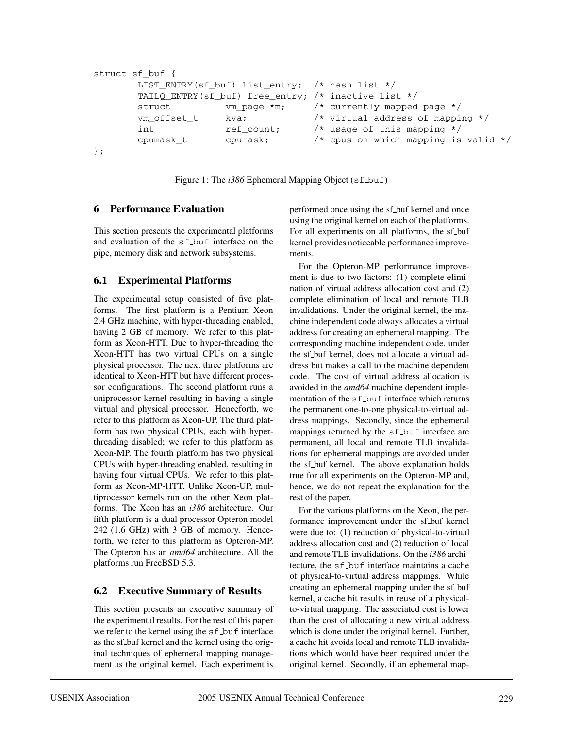```
struct sf_buf {
        LIST_ENTRY(sf_buf) list_entry;  /* hash list */
        TAILQ_ENTRY(sf_buf) free_entry; /* inactive list */
        struct          vm_page *m;     /* currently mapped page */
        vm_offset_t     kva;            /* virtual address of mapping */
        int             ref_count;      /* usage of this mapping */
        cpumask_t       cpumask;        /* cpus on which mapping is valid */
};
```

Figure 1: The *i386* Ephemeral Mapping Object (`sf_buf`)

## 6 Performance Evaluation

This section presents the experimental platforms and evaluation of the `sf_buf` interface on the pipe, memory disk and network subsystems.

### 6.1 Experimental Platforms

The experimental setup consisted of five platforms. The first platform is a Pentium Xeon 2.4 GHz machine, with hyper-threading enabled, having 2 GB of memory. We refer to this platform as Xeon-HTT. Due to hyper-threading the Xeon-HTT has two virtual CPUs on a single physical processor. The next three platforms are identical to Xeon-HTT but have different processor configurations. The second platform runs a uniprocessor kernel resulting in having a single virtual and physical processor. Henceforth, we refer to this platform as Xeon-UP. The third platform has two physical CPUs, each with hyper-threading disabled; we refer to this platform as Xeon-MP. The fourth platform has two physical CPUs with hyper-threading enabled, resulting in having four virtual CPUs. We refer to this platform as Xeon-MP-HTT. Unlike Xeon-UP, multiprocessor kernels run on the other Xeon platforms. The Xeon has an *i386* architecture. Our fifth platform is a dual processor Opteron model 242 (1.6 GHz) with 3 GB of memory. Henceforth, we refer to this platform as Opteron-MP. The Opteron has an *amd64* architecture. All the platforms run FreeBSD 5.3.

### 6.2 Executive Summary of Results

This section presents an executive summary of the experimental results. For the rest of this paper we refer to the kernel using the `sf_buf` interface as the sf_buf kernel and the kernel using the original techniques of ephemeral mapping management as the original kernel. Each experiment is performed once using the sf_buf kernel and once using the original kernel on each of the platforms. For all experiments on all platforms, the sf_buf kernel provides noticeable performance improvements.

For the Opteron-MP performance improvement is due to two factors: (1) complete elimination of virtual address allocation cost and (2) complete elimination of local and remote TLB invalidations. Under the original kernel, the machine independent code always allocates a virtual address for creating an ephemeral mapping. The corresponding machine independent code, under the sf_buf kernel, does not allocate a virtual address but makes a call to the machine dependent code. The cost of virtual address allocation is avoided in the *amd64* machine dependent implementation of the `sf_buf` interface which returns the permanent one-to-one physical-to-virtual address mappings. Secondly, since the ephemeral mappings returned by the `sf_buf` interface are permanent, all local and remote TLB invalidations for ephemeral mappings are avoided under the sf_buf kernel. The above explanation holds true for all experiments on the Opteron-MP and, hence, we do not repeat the explanation for the rest of the paper.

For the various platforms on the Xeon, the performance improvement under the sf_buf kernel were due to: (1) reduction of physical-to-virtual address allocation cost and (2) reduction of local and remote TLB invalidations. On the *i386* architecture, the `sf_buf` interface maintains a cache of physical-to-virtual address mappings. While creating an ephemeral mapping under the sf_buf kernel, a cache hit results in reuse of a physical-to-virtual mapping. The associated cost is lower than the cost of allocating a new virtual address which is done under the original kernel. Further, a cache hit avoids local and remote TLB invalidations which would have been required under the original kernel. Secondly, if an ephemeral map-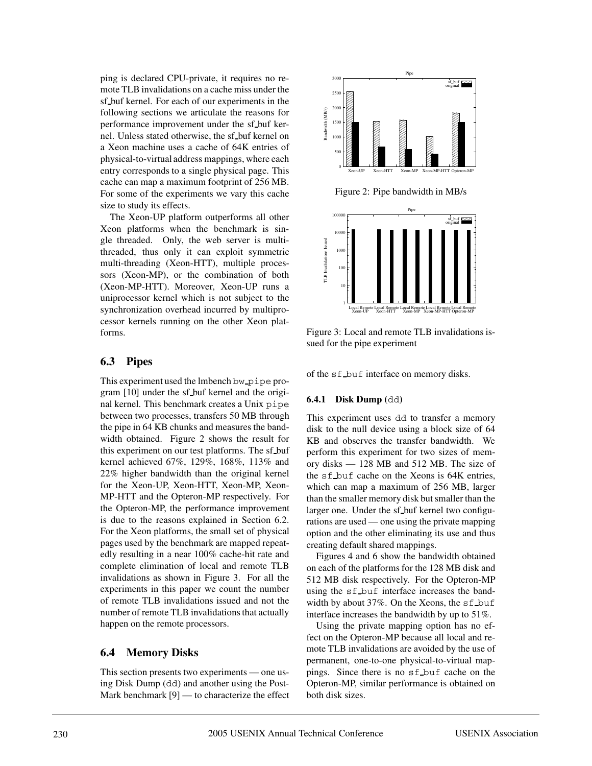ping is declared CPU-private, it requires no remote TLB invalidations on a cache miss under the sf_buf kernel. For each of our experiments in the following sections we articulate the reasons for performance improvement under the sf_buf kernel. Unless stated otherwise, the sf_buf kernel on a Xeon machine uses a cache of 64K entries of physical-to-virtual address mappings, where each entry corresponds to a single physical page. This cache can map a maximum footprint of 256 MB. For some of the experiments we vary this cache size to study its effects.

The Xeon-UP platform outperforms all other Xeon platforms when the benchmark is single threaded. Only, the web server is multi-threaded, thus only it can exploit symmetric multi-threading (Xeon-HTT), multiple processors (Xeon-MP), or the combination of both (Xeon-MP-HTT). Moreover, Xeon-UP runs a uniprocessor kernel which is not subject to the synchronization overhead incurred by multiprocessor kernels running on the other Xeon platforms.

## 6.3 Pipes

This experiment used the lmbench `bw_pipe` program [10] under the sf_buf kernel and the original kernel. This benchmark creates a Unix `pipe` between two processes, transfers 50 MB through the pipe in 64 KB chunks and measures the bandwidth obtained. Figure 2 shows the result for this experiment on our test platforms. The sf_buf kernel achieved 67%, 129%, 168%, 113% and 22% higher bandwidth than the original kernel for the Xeon-UP, Xeon-HTT, Xeon-MP, Xeon-MP-HTT and the Opteron-MP respectively. For the Opteron-MP, the performance improvement is due to the reasons explained in Section 6.2. For the Xeon platforms, the small set of physical pages used by the benchmark are mapped repeatedly resulting in a near 100% cache-hit rate and complete elimination of local and remote TLB invalidations as shown in Figure 3. For all the experiments in this paper we count the number of remote TLB invalidations issued and not the number of remote TLB invalidations that actually happen on the remote processors.

Figure 2: Pipe bandwidth in MB/s

Figure 3: Local and remote TLB invalidations issued for the pipe experiment

## 6.4 Memory Disks

This section presents two experiments — one using Disk Dump (`dd`) and another using the PostMark benchmark [9] — to characterize the effect of the `sf_buf` interface on memory disks.

### 6.4.1 Disk Dump (`dd`)

This experiment uses `dd` to transfer a memory disk to the null device using a block size of 64 KB and observes the transfer bandwidth. We perform this experiment for two sizes of memory disks — 128 MB and 512 MB. The size of the `sf_buf` cache on the Xeons is 64K entries, which can map a maximum of 256 MB, larger than the smaller memory disk but smaller than the larger one. Under the sf_buf kernel two configurations are used — one using the private mapping option and the other eliminating its use and thus creating default shared mappings.

Figures 4 and 6 show the bandwidth obtained on each of the platforms for the 128 MB disk and 512 MB disk respectively. For the Opteron-MP using the `sf_buf` interface increases the bandwidth by about 37%. On the Xeons, the `sf_buf` interface increases the bandwidth by up to 51%.

Using the private mapping option has no effect on the Opteron-MP because all local and remote TLB invalidations are avoided by the use of permanent, one-to-one physical-to-virtual mappings. Since there is no `sf_buf` cache on the Opteron-MP, similar performance is obtained on both disk sizes.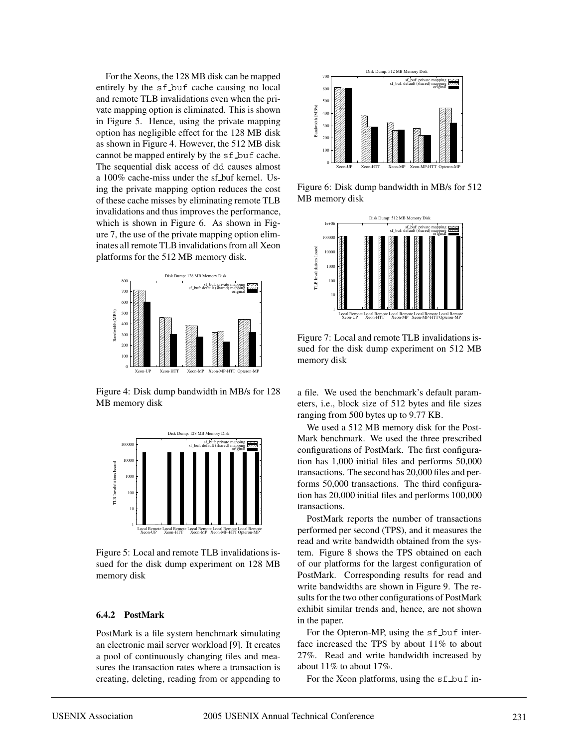For the Xeons, the 128 MB disk can be mapped entirely by the `sf_buf` cache causing no local and remote TLB invalidations even when the private mapping option is eliminated. This is shown in Figure 5. Hence, using the private mapping option has negligible effect for the 128 MB disk as shown in Figure 4. However, the 512 MB disk cannot be mapped entirely by the `sf_buf` cache. The sequential disk access of `dd` causes almost a 100% cache-miss under the sf_buf kernel. Using the private mapping option reduces the cost of these cache misses by eliminating remote TLB invalidations and thus improves the performance, which is shown in Figure 6. As shown in Figure 7, the use of the private mapping option eliminates all remote TLB invalidations from all Xeon platforms for the 512 MB memory disk.

Figure 4: Disk dump bandwidth in MB/s for 128 MB memory disk

Figure 5: Local and remote TLB invalidations issued for the disk dump experiment on 128 MB memory disk

### 6.4.2 PostMark

PostMark is a file system benchmark simulating an electronic mail server workload [9]. It creates a pool of continuously changing files and measures the transaction rates where a transaction is creating, deleting, reading from or appending to a file. We used the benchmark's default parameters, i.e., block size of 512 bytes and file sizes ranging from 500 bytes up to 9.77 KB.

Figure 6: Disk dump bandwidth in MB/s for 512 MB memory disk

Figure 7: Local and remote TLB invalidations issued for the disk dump experiment on 512 MB memory disk

We used a 512 MB memory disk for the PostMark benchmark. We used the three prescribed configurations of PostMark. The first configuration has 1,000 initial files and performs 50,000 transactions. The second has 20,000 files and performs 50,000 transactions. The third configuration has 20,000 initial files and performs 100,000 transactions.

PostMark reports the number of transactions performed per second (TPS), and it measures the read and write bandwidth obtained from the system. Figure 8 shows the TPS obtained on each of our platforms for the largest configuration of PostMark. Corresponding results for read and write bandwidths are shown in Figure 9. The results for the two other configurations of PostMark exhibit similar trends and, hence, are not shown in the paper.

For the Opteron-MP, using the `sf_buf` interface increased the TPS by about 11% to about 27%. Read and write bandwidth increased by about 11% to about 17%.

For the Xeon platforms, using the `sf_buf` in-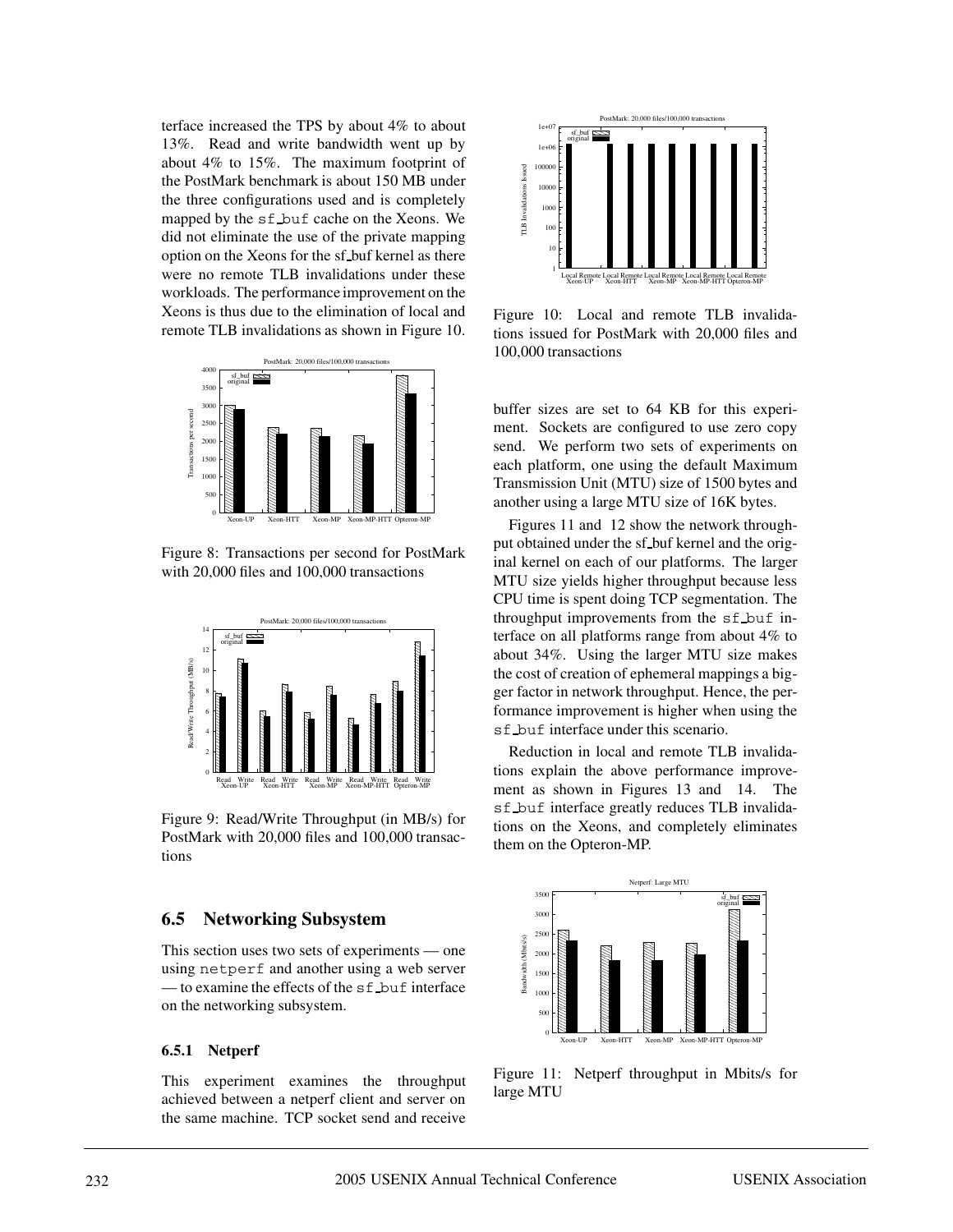terface increased the TPS by about 4% to about 13%. Read and write bandwidth went up by about 4% to 15%. The maximum footprint of the PostMark benchmark is about 150 MB under the three configurations used and is completely mapped by the `sf_buf` cache on the Xeons. We did not eliminate the use of the private mapping option on the Xeons for the sf_buf kernel as there were no remote TLB invalidations under these workloads. The performance improvement on the Xeons is thus due to the elimination of local and remote TLB invalidations as shown in Figure 10.

Figure 8: Transactions per second for PostMark with 20,000 files and 100,000 transactions

Figure 9: Read/Write Throughput (in MB/s) for PostMark with 20,000 files and 100,000 transactions

## 6.5 Networking Subsystem

This section uses two sets of experiments — one using `netperf` and another using a web server — to examine the effects of the `sf_buf` interface on the networking subsystem.

### 6.5.1 Netperf

This experiment examines the throughput achieved between a netperf client and server on the same machine. TCP socket send and receive buffer sizes are set to 64 KB for this experiment. Sockets are configured to use zero copy send. We perform two sets of experiments on each platform, one using the default Maximum Transmission Unit (MTU) size of 1500 bytes and another using a large MTU size of 16K bytes.

Figure 10: Local and remote TLB invalidations issued for PostMark with 20,000 files and 100,000 transactions

Figures 11 and 12 show the network throughput obtained under the sf_buf kernel and the original kernel on each of our platforms. The larger MTU size yields higher throughput because less CPU time is spent doing TCP segmentation. The throughput improvements from the `sf_buf` interface on all platforms range from about 4% to about 34%. Using the larger MTU size makes the cost of creation of ephemeral mappings a bigger factor in network throughput. Hence, the performance improvement is higher when using the `sf_buf` interface under this scenario.

Reduction in local and remote TLB invalidations explain the above performance improvement as shown in Figures 13 and 14. The `sf_buf` interface greatly reduces TLB invalidations on the Xeons, and completely eliminates them on the Opteron-MP.

Figure 11: Netperf throughput in Mbits/s for large MTU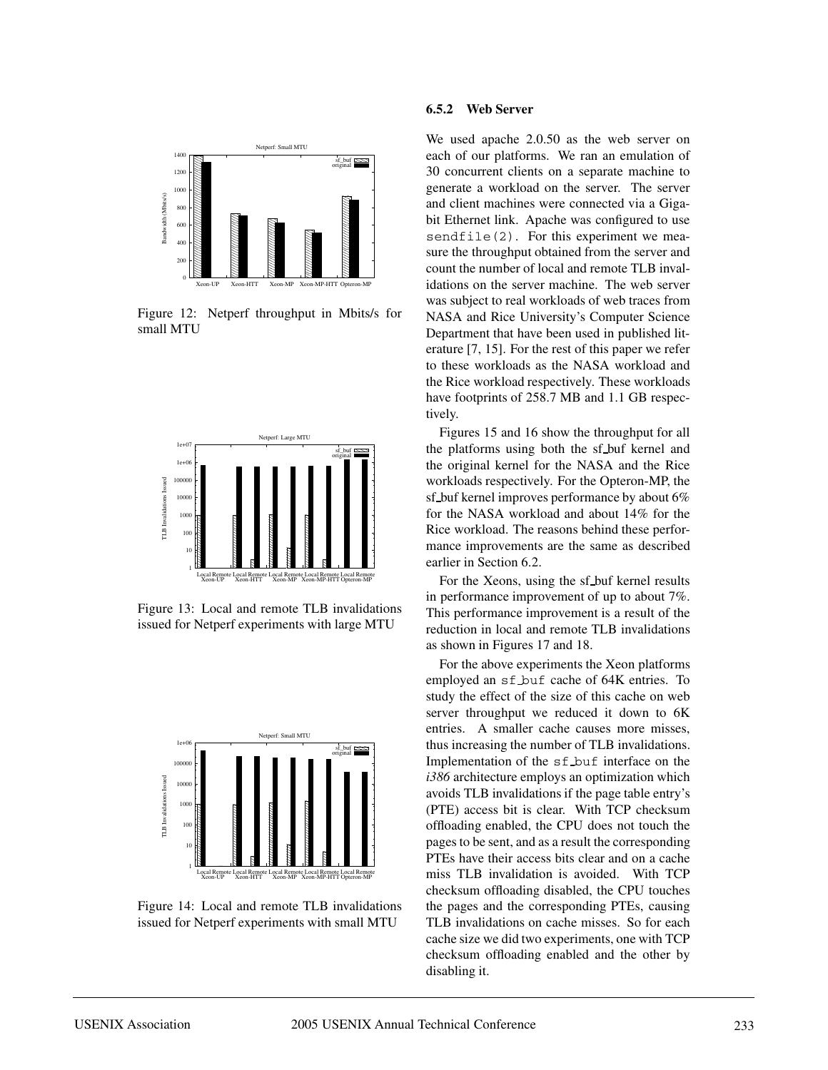Figure 12: Netperf throughput in Mbits/s for small MTU

Figure 13: Local and remote TLB invalidations issued for Netperf experiments with large MTU

Figure 14: Local and remote TLB invalidations issued for Netperf experiments with small MTU

#### 6.5.2 Web Server

We used apache 2.0.50 as the web server on each of our platforms. We ran an emulation of 30 concurrent clients on a separate machine to generate a workload on the server. The server and client machines were connected via a Gigabit Ethernet link. Apache was configured to use `sendfile(2)`. For this experiment we measure the throughput obtained from the server and count the number of local and remote TLB invalidations on the server machine. The web server was subject to real workloads of web traces from NASA and Rice University's Computer Science Department that have been used in published literature [7, 15]. For the rest of this paper we refer to these workloads as the NASA workload and the Rice workload respectively. These workloads have footprints of 258.7 MB and 1.1 GB respectively.

Figures 15 and 16 show the throughput for all the platforms using both the sf_buf kernel and the original kernel for the NASA and the Rice workloads respectively. For the Opteron-MP, the sf_buf kernel improves performance by about 6% for the NASA workload and about 14% for the Rice workload. The reasons behind these performance improvements are the same as described earlier in Section 6.2.

For the Xeons, using the sf_buf kernel results in performance improvement of up to about 7%. This performance improvement is a result of the reduction in local and remote TLB invalidations as shown in Figures 17 and 18.

For the above experiments the Xeon platforms employed an `sf_buf` cache of 64K entries. To study the effect of the size of this cache on web server throughput we reduced it down to 6K entries. A smaller cache causes more misses, thus increasing the number of TLB invalidations. Implementation of the `sf_buf` interface on the *i386* architecture employs an optimization which avoids TLB invalidations if the page table entry's (PTE) access bit is clear. With TCP checksum offloading enabled, the CPU does not touch the pages to be sent, and as a result the corresponding PTEs have their access bits clear and on a cache miss TLB invalidation is avoided. With TCP checksum offloading disabled, the CPU touches the pages and the corresponding PTEs, causing TLB invalidations on cache misses. So for each cache size we did two experiments, one with TCP checksum offloading enabled and the other by disabling it.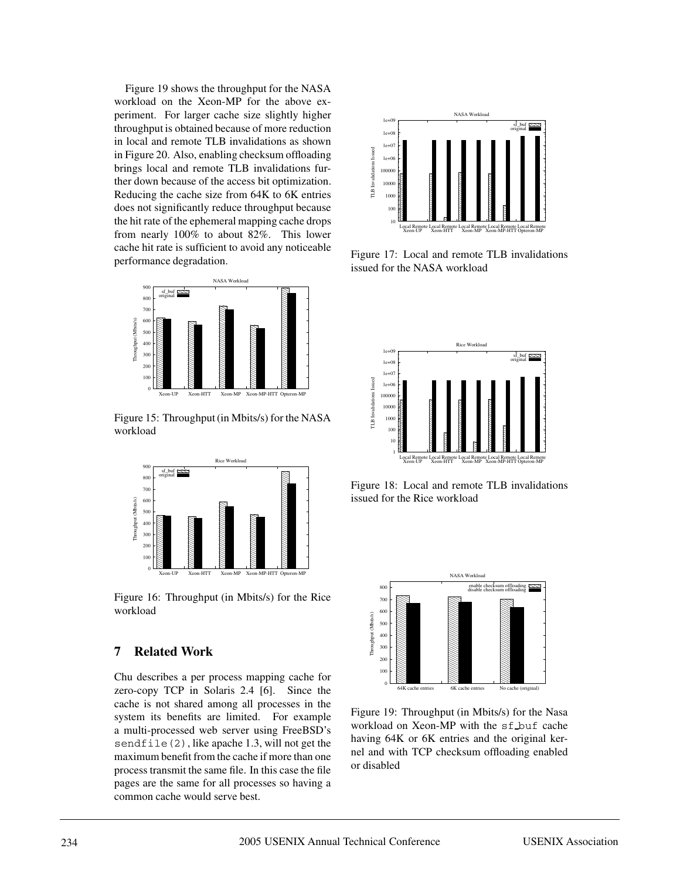Figure 19 shows the throughput for the NASA workload on the Xeon-MP for the above experiment. For larger cache size slightly higher throughput is obtained because of more reduction in local and remote TLB invalidations as shown in Figure 20. Also, enabling checksum offloading brings local and remote TLB invalidations further down because of the access bit optimization. Reducing the cache size from 64K to 6K entries does not significantly reduce throughput because the hit rate of the ephemeral mapping cache drops from nearly 100% to about 82%. This lower cache hit rate is sufficient to avoid any noticeable performance degradation.

Figure 15: Throughput (in Mbits/s) for the NASA workload

Figure 16: Throughput (in Mbits/s) for the Rice workload

## 7 Related Work

Chu describes a per process mapping cache for zero-copy TCP in Solaris 2.4 [6]. Since the cache is not shared among all processes in the system its benefits are limited. For example a multi-processed web server using FreeBSD's `sendfile(2)`, like apache 1.3, will not get the maximum benefit from the cache if more than one process transmit the same file. In this case the file pages are the same for all processes so having a common cache would serve best.

Figure 17: Local and remote TLB invalidations issued for the NASA workload

Figure 18: Local and remote TLB invalidations issued for the Rice workload

Figure 19: Throughput (in Mbits/s) for the Nasa workload on Xeon-MP with the `sf_buf` cache having 64K or 6K entries and the original kernel and with TCP checksum offloading enabled or disabled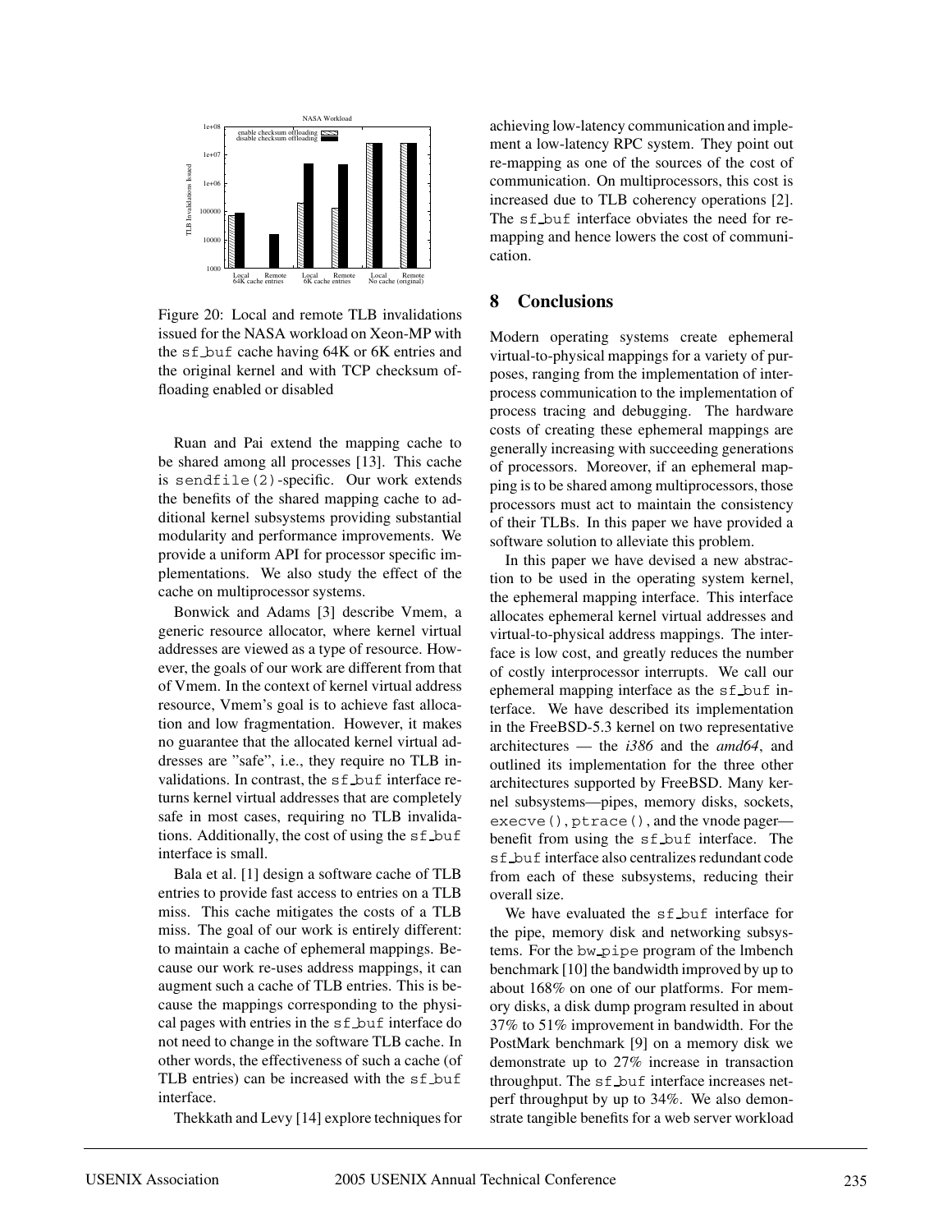Figure 20: Local and remote TLB invalidations issued for the NASA workload on Xeon-MP with the sf_buf cache having 64K or 6K entries and the original kernel and with TCP checksum offloading enabled or disabled

Ruan and Pai extend the mapping cache to be shared among all processes [13]. This cache is `sendfile(2)`-specific. Our work extends the benefits of the shared mapping cache to additional kernel subsystems providing substantial modularity and performance improvements. We provide a uniform API for processor specific implementations. We also study the effect of the cache on multiprocessor systems.

Bonwick and Adams [3] describe Vmem, a generic resource allocator, where kernel virtual addresses are viewed as a type of resource. However, the goals of our work are different from that of Vmem. In the context of kernel virtual address resource, Vmem's goal is to achieve fast allocation and low fragmentation. However, it makes no guarantee that the allocated kernel virtual addresses are "safe", i.e., they require no TLB invalidations. In contrast, the sf_buf interface returns kernel virtual addresses that are completely safe in most cases, requiring no TLB invalidations. Additionally, the cost of using the sf_buf interface is small.

Bala et al. [1] design a software cache of TLB entries to provide fast access to entries on a TLB miss. This cache mitigates the costs of a TLB miss. The goal of our work is entirely different: to maintain a cache of ephemeral mappings. Because our work re-uses address mappings, it can augment such a cache of TLB entries. This is because the mappings corresponding to the physical pages with entries in the sf_buf interface do not need to change in the software TLB cache. In other words, the effectiveness of such a cache (of TLB entries) can be increased with the sf_buf interface.

Thekkath and Levy [14] explore techniques for achieving low-latency communication and implement a low-latency RPC system. They point out re-mapping as one of the sources of the cost of communication. On multiprocessors, this cost is increased due to TLB coherency operations [2]. The sf_buf interface obviates the need for re-mapping and hence lowers the cost of communication.

## 8 Conclusions

Modern operating systems create ephemeral virtual-to-physical mappings for a variety of purposes, ranging from the implementation of interprocess communication to the implementation of process tracing and debugging. The hardware costs of creating these ephemeral mappings are generally increasing with succeeding generations of processors. Moreover, if an ephemeral mapping is to be shared among multiprocessors, those processors must act to maintain the consistency of their TLBs. In this paper we have provided a software solution to alleviate this problem.

In this paper we have devised a new abstraction to be used in the operating system kernel, the ephemeral mapping interface. This interface allocates ephemeral kernel virtual addresses and virtual-to-physical address mappings. The interface is low cost, and greatly reduces the number of costly interprocessor interrupts. We call our ephemeral mapping interface as the sf_buf interface. We have described its implementation in the FreeBSD-5.3 kernel on two representative architectures — the *i386* and the *amd64*, and outlined its implementation for the three other architectures supported by FreeBSD. Many kernel subsystems—pipes, memory disks, sockets, `execve()`, `ptrace()`, and the vnode pager—benefit from using the sf_buf interface. The sf_buf interface also centralizes redundant code from each of these subsystems, reducing their overall size.

We have evaluated the sf_buf interface for the pipe, memory disk and networking subsystems. For the bw_pipe program of the lmbench benchmark [10] the bandwidth improved by up to about 168% on one of our platforms. For memory disks, a disk dump program resulted in about 37% to 51% improvement in bandwidth. For the PostMark benchmark [9] on a memory disk we demonstrate up to 27% increase in transaction throughput. The sf_buf interface increases netperf throughput by up to 34%. We also demonstrate tangible benefits for a web server workload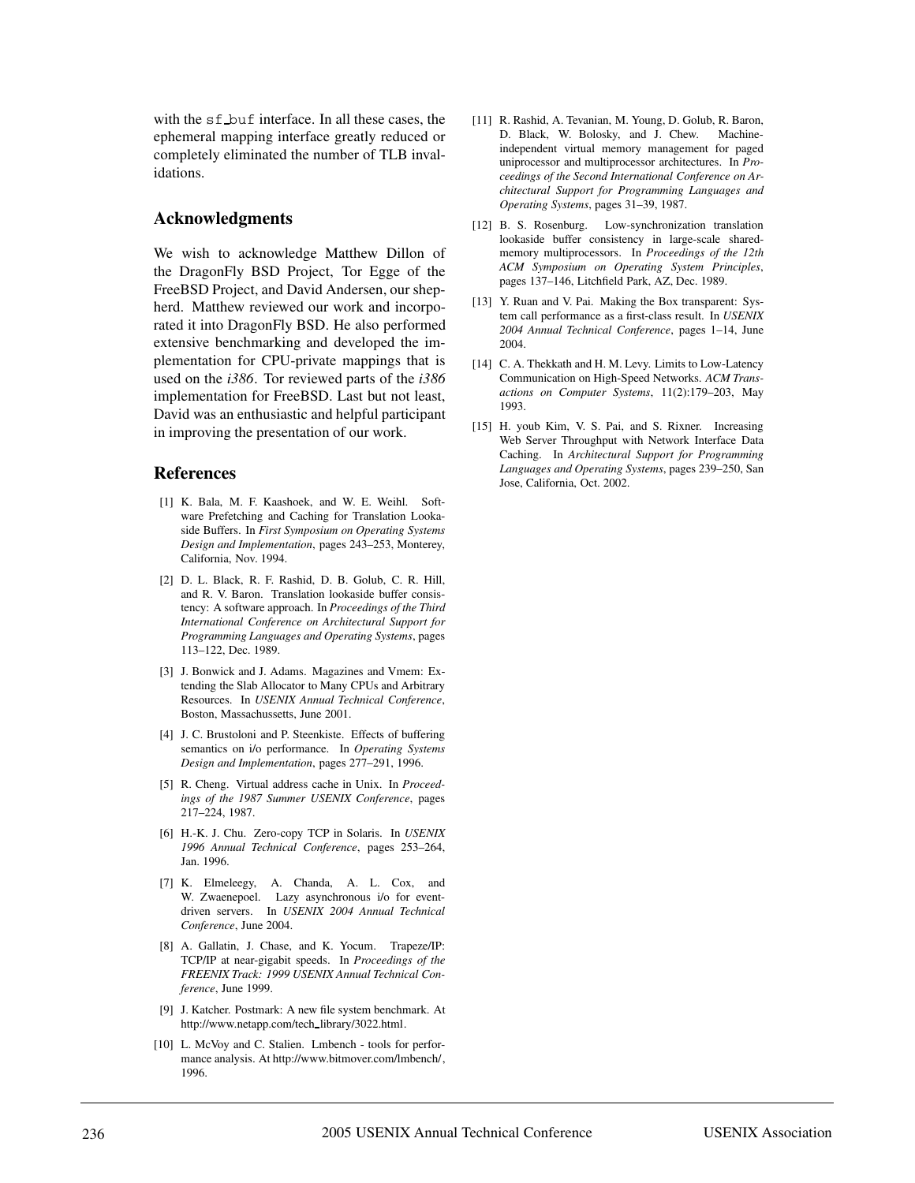with the `sf_buf` interface. In all these cases, the ephemeral mapping interface greatly reduced or completely eliminated the number of TLB invalidations.

## Acknowledgments

We wish to acknowledge Matthew Dillon of the DragonFly BSD Project, Tor Egge of the FreeBSD Project, and David Andersen, our shepherd. Matthew reviewed our work and incorporated it into DragonFly BSD. He also performed extensive benchmarking and developed the implementation for CPU-private mappings that is used on the *i386*. Tor reviewed parts of the *i386* implementation for FreeBSD. Last but not least, David was an enthusiastic and helpful participant in improving the presentation of our work.

## References

[1] K. Bala, M. F. Kaashoek, and W. E. Weihl. Software Prefetching and Caching for Translation Lookaside Buffers. In *First Symposium on Operating Systems Design and Implementation*, pages 243–253, Monterey, California, Nov. 1994.

[2] D. L. Black, R. F. Rashid, D. B. Golub, C. R. Hill, and R. V. Baron. Translation lookaside buffer consistency: A software approach. In *Proceedings of the Third International Conference on Architectural Support for Programming Languages and Operating Systems*, pages 113–122, Dec. 1989.

[3] J. Bonwick and J. Adams. Magazines and Vmem: Extending the Slab Allocator to Many CPUs and Arbitrary Resources. In *USENIX Annual Technical Conference*, Boston, Massachussetts, June 2001.

[4] J. C. Brustoloni and P. Steenkiste. Effects of buffering semantics on i/o performance. In *Operating Systems Design and Implementation*, pages 277–291, 1996.

[5] R. Cheng. Virtual address cache in Unix. In *Proceedings of the 1987 Summer USENIX Conference*, pages 217–224, 1987.

[6] H.-K. J. Chu. Zero-copy TCP in Solaris. In *USENIX 1996 Annual Technical Conference*, pages 253–264, Jan. 1996.

[7] K. Elmeleegy, A. Chanda, A. L. Cox, and W. Zwaenepoel. Lazy asynchronous i/o for event-driven servers. In *USENIX 2004 Annual Technical Conference*, June 2004.

[8] A. Gallatin, J. Chase, and K. Yocum. Trapeze/IP: TCP/IP at near-gigabit speeds. In *Proceedings of the FREENIX Track: 1999 USENIX Annual Technical Conference*, June 1999.

[9] J. Katcher. Postmark: A new file system benchmark. At http://www.netapp.com/tech_library/3022.html.

[10] L. McVoy and C. Stalien. Lmbench - tools for performance analysis. At http://www.bitmover.com/lmbench/, 1996.

[11] R. Rashid, A. Tevanian, M. Young, D. Golub, R. Baron, D. Black, W. Bolosky, and J. Chew. Machine-independent virtual memory management for paged uniprocessor and multiprocessor architectures. In *Proceedings of the Second International Conference on Architectural Support for Programming Languages and Operating Systems*, pages 31–39, 1987.

[12] B. S. Rosenburg. Low-synchronization translation lookaside buffer consistency in large-scale shared-memory multiprocessors. In *Proceedings of the 12th ACM Symposium on Operating System Principles*, pages 137–146, Litchfield Park, AZ, Dec. 1989.

[13] Y. Ruan and V. Pai. Making the Box transparent: System call performance as a first-class result. In *USENIX 2004 Annual Technical Conference*, pages 1–14, June 2004.

[14] C. A. Thekkath and H. M. Levy. Limits to Low-Latency Communication on High-Speed Networks. *ACM Transactions on Computer Systems*, 11(2):179–203, May 1993.

[15] H. youb Kim, V. S. Pai, and S. Rixner. Increasing Web Server Throughput with Network Interface Data Caching. In *Architectural Support for Programming Languages and Operating Systems*, pages 239–250, San Jose, California, Oct. 2002.